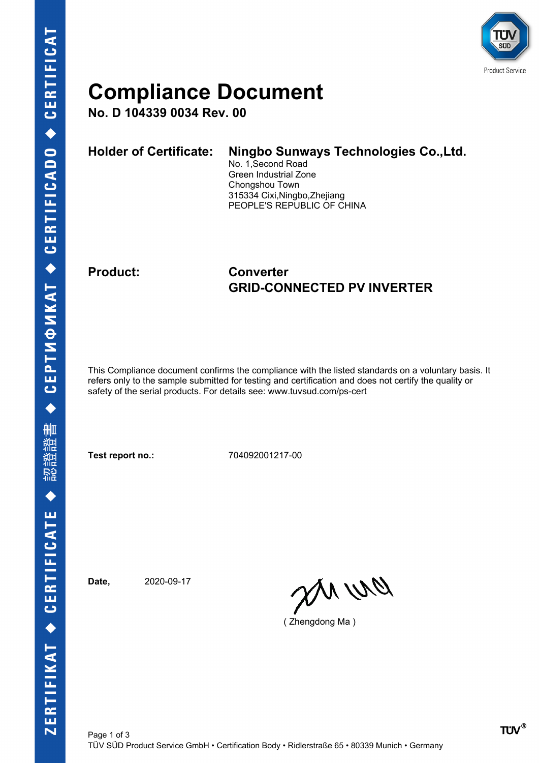# Compliance Document

**No. D 104339 0034 Rev. 00**

**Holder of Certificate:** **Ningbo Sunways Technologies Co.,Ltd.**
No. 1,Second Road
Green Industrial Zone
Chongshou Town
315334 Cixi,Ningbo,Zhejiang
PEOPLE'S REPUBLIC OF CHINA

**Product:** **Converter**
**GRID-CONNECTED PV INVERTER**

This Compliance document confirms the compliance with the listed standards on a voluntary basis. It refers only to the sample submitted for testing and certification and does not certify the quality or safety of the serial products. For details see: www.tuvsud.com/ps-cert

**Test report no.:** 704092001217-00

**Date,** 2020-09-17

( Zhengdong Ma )

TÜV SÜD Product Service GmbH • Certification Body • Ridlerstraße 65 • 80339 Munich • Germany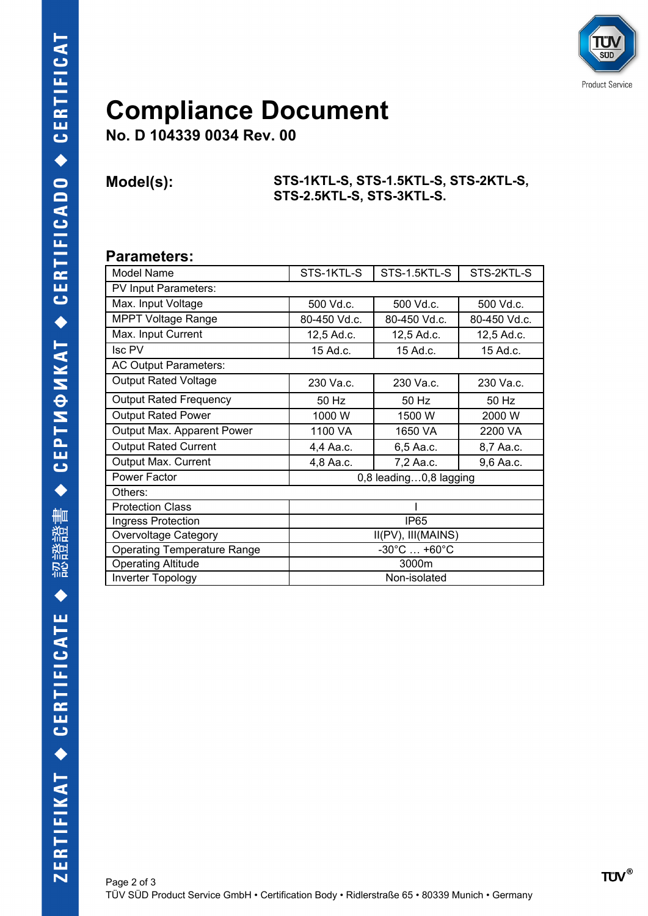# Compliance Document

**No. D 104339 0034 Rev. 00**

**Model(s):** **STS-1KTL-S, STS-1.5KTL-S, STS-2KTL-S, STS-2.5KTL-S, STS-3KTL-S.**

## Parameters:

| Model Name | STS-1KTL-S | STS-1.5KTL-S | STS-2KTL-S |
|---|---|---|---|
| PV Input Parameters: | | | |
| Max. Input Voltage | 500 Vd.c. | 500 Vd.c. | 500 Vd.c. |
| MPPT Voltage Range | 80-450 Vd.c. | 80-450 Vd.c. | 80-450 Vd.c. |
| Max. Input Current | 12,5 Ad.c. | 12,5 Ad.c. | 12,5 Ad.c. |
| Isc PV | 15 Ad.c. | 15 Ad.c. | 15 Ad.c. |
| AC Output Parameters: | | | |
| Output Rated Voltage | 230 Va.c. | 230 Va.c. | 230 Va.c. |
| Output Rated Frequency | 50 Hz | 50 Hz | 50 Hz |
| Output Rated Power | 1000 W | 1500 W | 2000 W |
| Output Max. Apparent Power | 1100 VA | 1650 VA | 2200 VA |
| Output Rated Current | 4,4 Aa.c. | 6,5 Aa.c. | 8,7 Aa.c. |
| Output Max. Current | 4,8 Aa.c. | 7,2 Aa.c. | 9,6 Aa.c. |
| Power Factor | 0,8 leading…0,8 lagging | | |
| Others: | | | |
| Protection Class | I | | |
| Ingress Protection | IP65 | | |
| Overvoltage Category | II(PV), III(MAINS) | | |
| Operating Temperature Range | -30°C … +60°C | | |
| Operating Altitude | 3000m | | |
| Inverter Topology | Non-isolated | | |

TÜV SÜD Product Service GmbH • Certification Body • Ridlerstraße 65 • 80339 Munich • Germany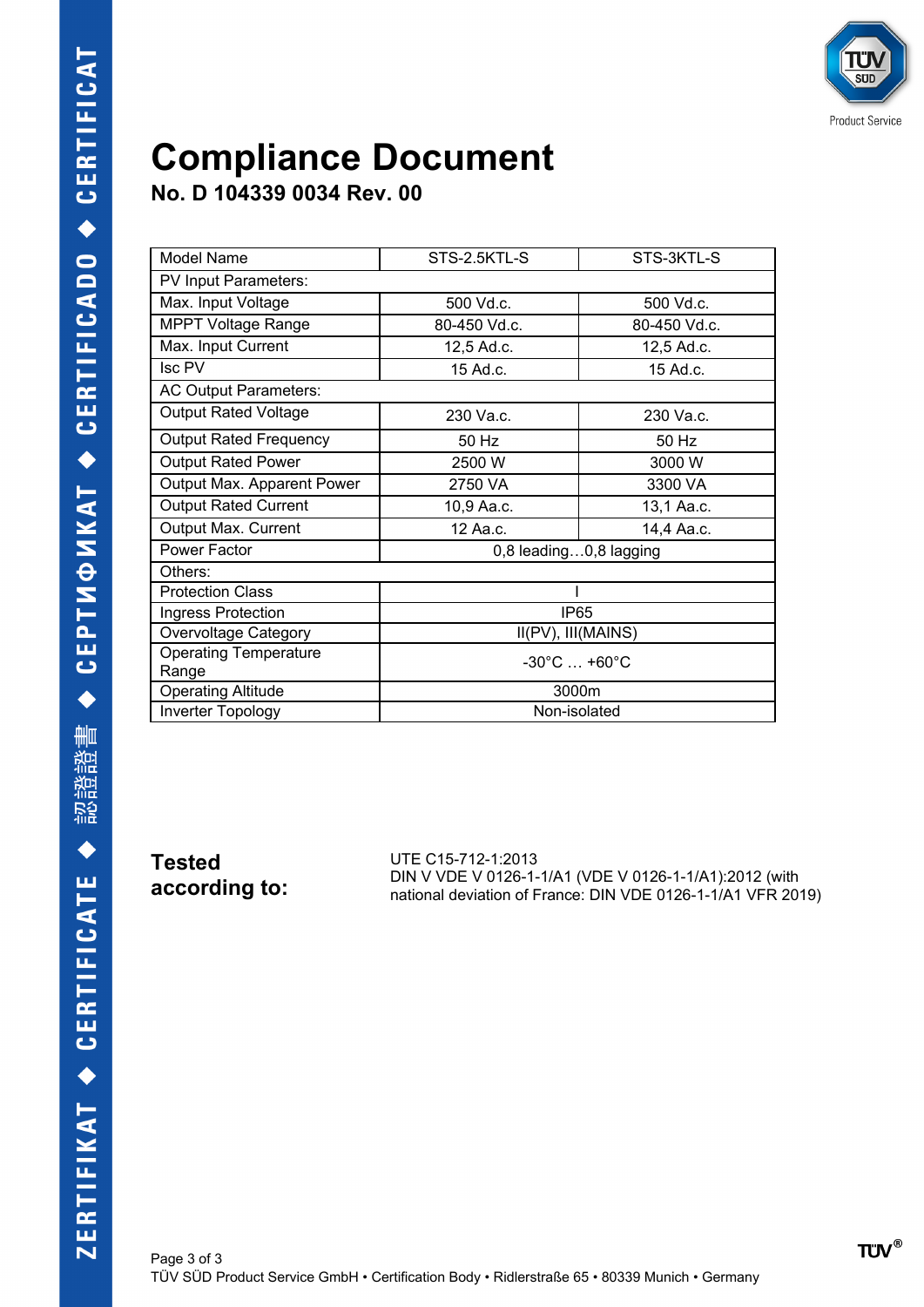# Compliance Document

**No. D 104339 0034 Rev. 00**

| Model Name | STS-2.5KTL-S | STS-3KTL-S |
|---|---|---|
| PV Input Parameters: | | |
| Max. Input Voltage | 500 Vd.c. | 500 Vd.c. |
| MPPT Voltage Range | 80-450 Vd.c. | 80-450 Vd.c. |
| Max. Input Current | 12,5 Ad.c. | 12,5 Ad.c. |
| Isc PV | 15 Ad.c. | 15 Ad.c. |
| AC Output Parameters: | | |
| Output Rated Voltage | 230 Va.c. | 230 Va.c. |
| Output Rated Frequency | 50 Hz | 50 Hz |
| Output Rated Power | 2500 W | 3000 W |
| Output Max. Apparent Power | 2750 VA | 3300 VA |
| Output Rated Current | 10,9 Aa.c. | 13,1 Aa.c. |
| Output Max. Current | 12 Aa.c. | 14,4 Aa.c. |
| Power Factor | 0,8 leading…0,8 lagging | |
| Others: | | |
| Protection Class | I | |
| Ingress Protection | IP65 | |
| Overvoltage Category | II(PV), III(MAINS) | |
| Operating Temperature Range | -30°C … +60°C | |
| Operating Altitude | 3000m | |
| Inverter Topology | Non-isolated | |

**Tested according to:**

UTE C15-712-1:2013
DIN V VDE V 0126-1-1/A1 (VDE V 0126-1-1/A1):2012 (with national deviation of France: DIN VDE 0126-1-1/A1 VFR 2019)

TÜV SÜD Product Service GmbH • Certification Body • Ridlerstraße 65 • 80339 Munich • Germany